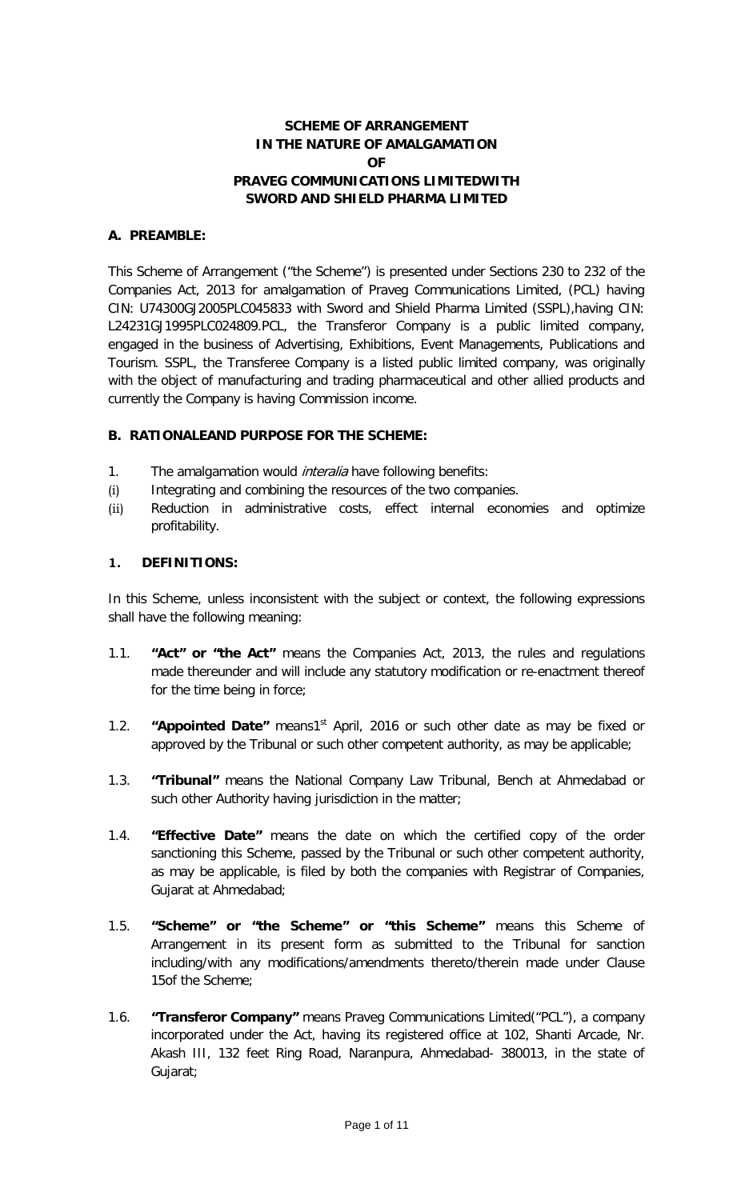# SCHEME OF ARRANGEMENT
# IN THE NATURE OF AMALGAMATION
# OF
# PRAVEG COMMUNICATIONS LIMITEDWITH SWORD AND SHIELD PHARMA LIMITED

## A. PREAMBLE:

This Scheme of Arrangement ("the Scheme") is presented under Sections 230 to 232 of the Companies Act, 2013 for amalgamation of Praveg Communications Limited, (PCL) having CIN: U74300GJ2005PLC045833 with Sword and Shield Pharma Limited (SSPL),having CIN: L24231GJ1995PLC024809.PCL, the Transferor Company is a public limited company, engaged in the business of Advertising, Exhibitions, Event Managements, Publications and Tourism. SSPL, the Transferee Company is a listed public limited company, was originally with the object of manufacturing and trading pharmaceutical and other allied products and currently the Company is having Commission income.

## B. RATIONALEAND PURPOSE FOR THE SCHEME:

1. The amalgamation would *interalia* have following benefits:
   - (i) Integrating and combining the resources of the two companies.
   - (ii) Reduction in administrative costs, effect internal economies and optimize profitability.

## 1. DEFINITIONS:

In this Scheme, unless inconsistent with the subject or context, the following expressions shall have the following meaning:

1.1. **"Act" or "the Act"** means the Companies Act, 2013, the rules and regulations made thereunder and will include any statutory modification or re-enactment thereof for the time being in force;

1.2. **"Appointed Date"** means1st April, 2016 or such other date as may be fixed or approved by the Tribunal or such other competent authority, as may be applicable;

1.3. **"Tribunal"** means the National Company Law Tribunal, Bench at Ahmedabad or such other Authority having jurisdiction in the matter;

1.4. **"Effective Date"** means the date on which the certified copy of the order sanctioning this Scheme, passed by the Tribunal or such other competent authority, as may be applicable, is filed by both the companies with Registrar of Companies, Gujarat at Ahmedabad;

1.5. **"Scheme" or "the Scheme" or "this Scheme"** means this Scheme of Arrangement in its present form as submitted to the Tribunal for sanction including/with any modifications/amendments thereto/therein made under Clause 15of the Scheme;

1.6. **"Transferor Company"** means Praveg Communications Limited("PCL"), a company incorporated under the Act, having its registered office at 102, Shanti Arcade, Nr. Akash III, 132 feet Ring Road, Naranpura, Ahmedabad- 380013, in the state of Gujarat;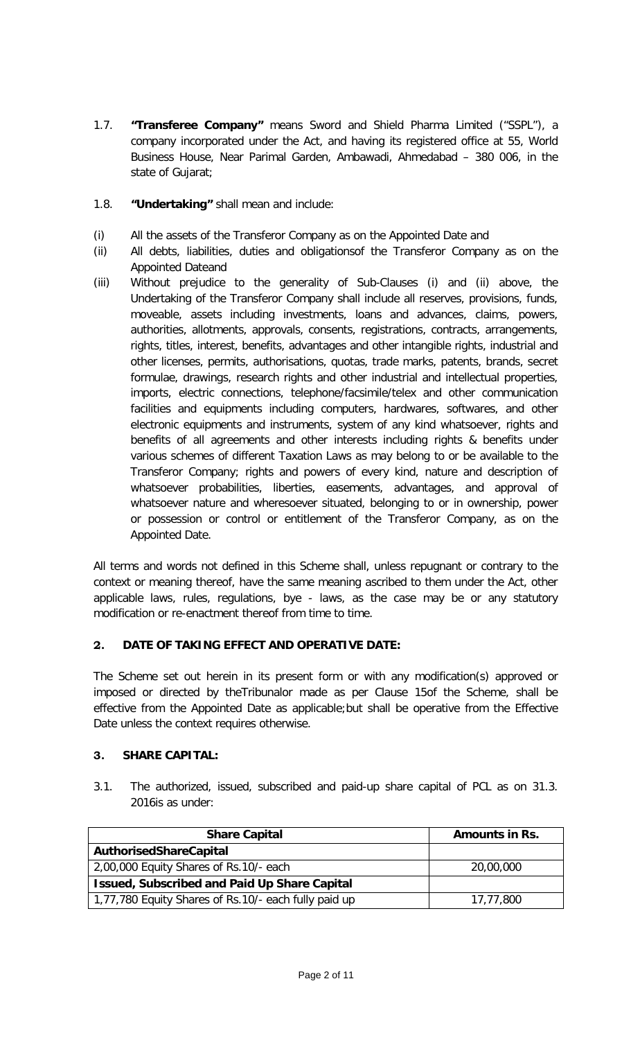1.7. **"Transferee Company"** means Sword and Shield Pharma Limited ("SSPL"), a company incorporated under the Act, and having its registered office at 55, World Business House, Near Parimal Garden, Ambawadi, Ahmedabad – 380 006, in the state of Gujarat;

1.8. **"Undertaking"** shall mean and include:

(i) All the assets of the Transferor Company as on the Appointed Date and

(ii) All debts, liabilities, duties and obligationsof the Transferor Company as on the Appointed Dateand

(iii) Without prejudice to the generality of Sub-Clauses (i) and (ii) above, the Undertaking of the Transferor Company shall include all reserves, provisions, funds, moveable, assets including investments, loans and advances, claims, powers, authorities, allotments, approvals, consents, registrations, contracts, arrangements, rights, titles, interest, benefits, advantages and other intangible rights, industrial and other licenses, permits, authorisations, quotas, trade marks, patents, brands, secret formulae, drawings, research rights and other industrial and intellectual properties, imports, electric connections, telephone/facsimile/telex and other communication facilities and equipments including computers, hardwares, softwares, and other electronic equipments and instruments, system of any kind whatsoever, rights and benefits of all agreements and other interests including rights & benefits under various schemes of different Taxation Laws as may belong to or be available to the Transferor Company; rights and powers of every kind, nature and description of whatsoever probabilities, liberties, easements, advantages, and approval of whatsoever nature and wheresoever situated, belonging to or in ownership, power or possession or control or entitlement of the Transferor Company, as on the Appointed Date.

All terms and words not defined in this Scheme shall, unless repugnant or contrary to the context or meaning thereof, have the same meaning ascribed to them under the Act, other applicable laws, rules, regulations, bye - laws, as the case may be or any statutory modification or re-enactment thereof from time to time.

## 2. DATE OF TAKING EFFECT AND OPERATIVE DATE:

The Scheme set out herein in its present form or with any modification(s) approved or imposed or directed by theTribunalor made as per Clause 15of the Scheme, shall be effective from the Appointed Date as applicable;but shall be operative from the Effective Date unless the context requires otherwise.

## 3. SHARE CAPITAL:

3.1. The authorized, issued, subscribed and paid-up share capital of PCL as on 31.3. 2016is as under:

| Share Capital | Amounts in Rs. |
|---|---|
| **AuthorisedShareCapital** | |
| 2,00,000 Equity Shares of Rs.10/- each | 20,00,000 |
| **Issued, Subscribed and Paid Up Share Capital** | |
| 1,77,780 Equity Shares of Rs.10/- each fully paid up | 17,77,800 |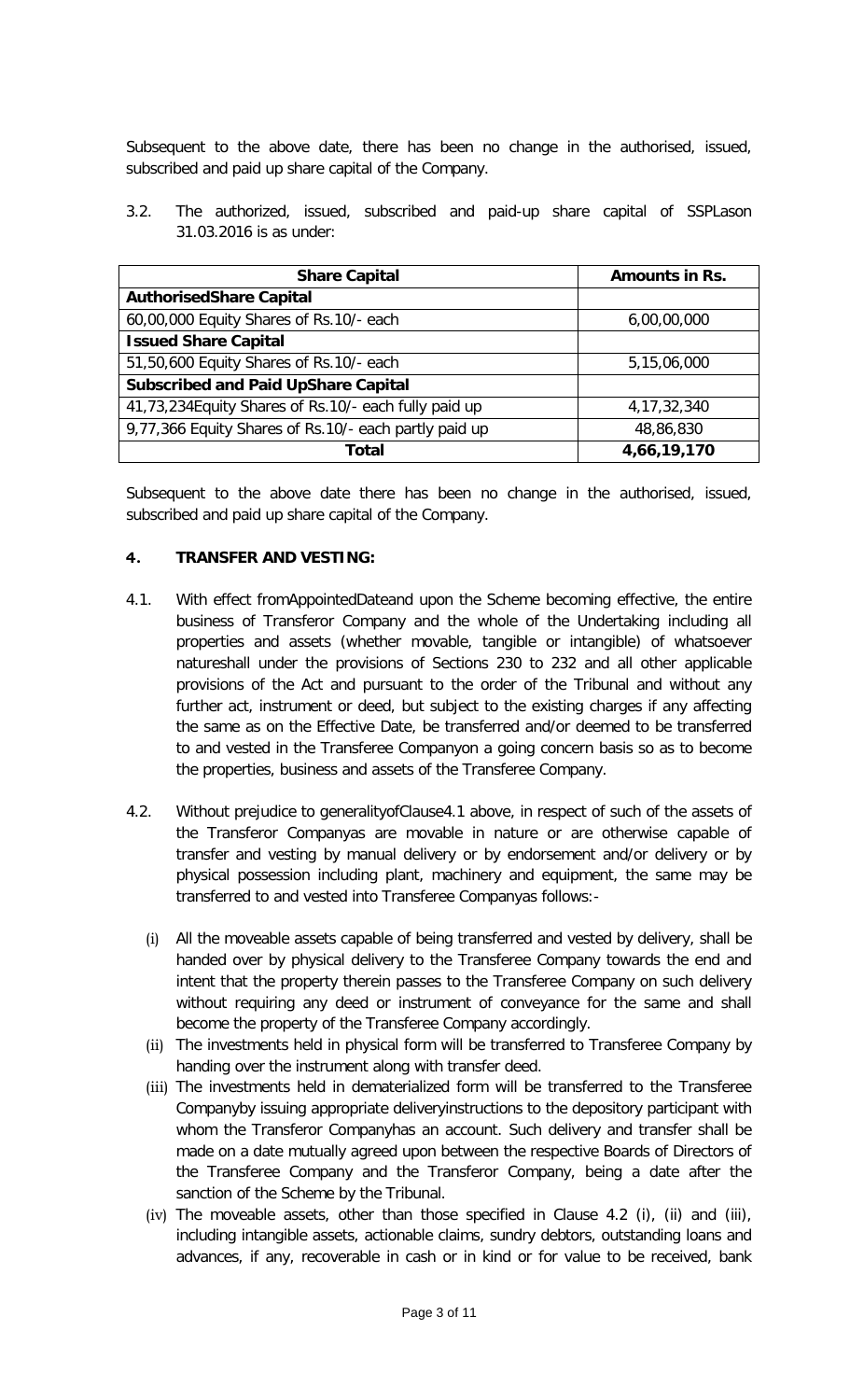Subsequent to the above date, there has been no change in the authorised, issued, subscribed and paid up share capital of the Company.

3.2. The authorized, issued, subscribed and paid-up share capital of SSPLason 31.03.2016 is as under:

| Share Capital | Amounts in Rs. |
|---|---|
| **AuthorisedShare Capital** | |
| 60,00,000 Equity Shares of Rs.10/- each | 6,00,00,000 |
| **Issued Share Capital** | |
| 51,50,600 Equity Shares of Rs.10/- each | 5,15,06,000 |
| **Subscribed and Paid UpShare Capital** | |
| 41,73,234Equity Shares of Rs.10/- each fully paid up | 4,17,32,340 |
| 9,77,366 Equity Shares of Rs.10/- each partly paid up | 48,86,830 |
| **Total** | **4,66,19,170** |

Subsequent to the above date there has been no change in the authorised, issued, subscribed and paid up share capital of the Company.

## 4. TRANSFER AND VESTING:

4.1. With effect fromAppointedDateand upon the Scheme becoming effective, the entire business of Transferor Company and the whole of the Undertaking including all properties and assets (whether movable, tangible or intangible) of whatsoever natureshall under the provisions of Sections 230 to 232 and all other applicable provisions of the Act and pursuant to the order of the Tribunal and without any further act, instrument or deed, but subject to the existing charges if any affecting the same as on the Effective Date, be transferred and/or deemed to be transferred to and vested in the Transferee Companyon a going concern basis so as to become the properties, business and assets of the Transferee Company.

4.2. Without prejudice to generalityofClause4.1 above, in respect of such of the assets of the Transferor Companyas are movable in nature or are otherwise capable of transfer and vesting by manual delivery or by endorsement and/or delivery or by physical possession including plant, machinery and equipment, the same may be transferred to and vested into Transferee Companyas follows:-

(i) All the moveable assets capable of being transferred and vested by delivery, shall be handed over by physical delivery to the Transferee Company towards the end and intent that the property therein passes to the Transferee Company on such delivery without requiring any deed or instrument of conveyance for the same and shall become the property of the Transferee Company accordingly.

(ii) The investments held in physical form will be transferred to Transferee Company by handing over the instrument along with transfer deed.

(iii) The investments held in dematerialized form will be transferred to the Transferee Companyby issuing appropriate deliveryinstructions to the depository participant with whom the Transferor Companyhas an account. Such delivery and transfer shall be made on a date mutually agreed upon between the respective Boards of Directors of the Transferee Company and the Transferor Company, being a date after the sanction of the Scheme by the Tribunal.

(iv) The moveable assets, other than those specified in Clause 4.2 (i), (ii) and (iii), including intangible assets, actionable claims, sundry debtors, outstanding loans and advances, if any, recoverable in cash or in kind or for value to be received, bank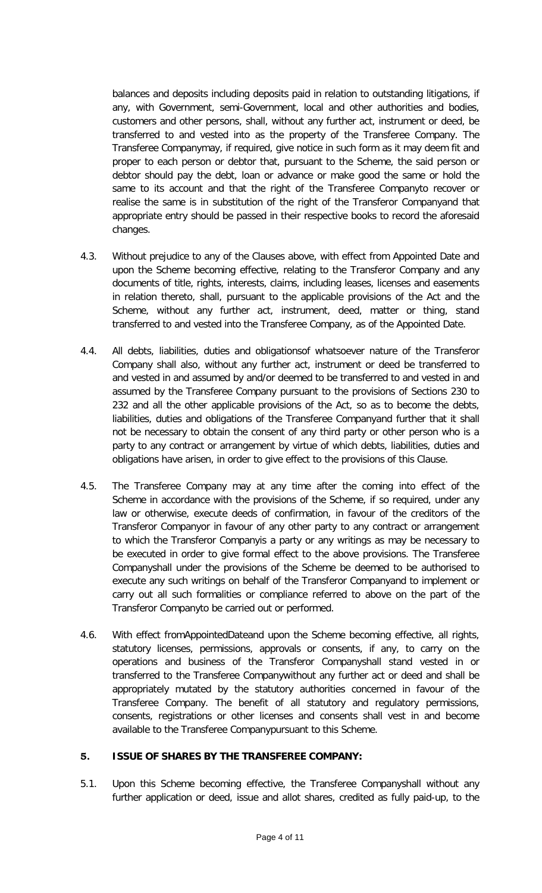balances and deposits including deposits paid in relation to outstanding litigations, if any, with Government, semi-Government, local and other authorities and bodies, customers and other persons, shall, without any further act, instrument or deed, be transferred to and vested into as the property of the Transferee Company. The Transferee Companymay, if required, give notice in such form as it may deem fit and proper to each person or debtor that, pursuant to the Scheme, the said person or debtor should pay the debt, loan or advance or make good the same or hold the same to its account and that the right of the Transferee Companyto recover or realise the same is in substitution of the right of the Transferor Companyand that appropriate entry should be passed in their respective books to record the aforesaid changes.

4.3. Without prejudice to any of the Clauses above, with effect from Appointed Date and upon the Scheme becoming effective, relating to the Transferor Company and any documents of title, rights, interests, claims, including leases, licenses and easements in relation thereto, shall, pursuant to the applicable provisions of the Act and the Scheme, without any further act, instrument, deed, matter or thing, stand transferred to and vested into the Transferee Company, as of the Appointed Date.

4.4. All debts, liabilities, duties and obligationsof whatsoever nature of the Transferor Company shall also, without any further act, instrument or deed be transferred to and vested in and assumed by and/or deemed to be transferred to and vested in and assumed by the Transferee Company pursuant to the provisions of Sections 230 to 232 and all the other applicable provisions of the Act, so as to become the debts, liabilities, duties and obligations of the Transferee Companyand further that it shall not be necessary to obtain the consent of any third party or other person who is a party to any contract or arrangement by virtue of which debts, liabilities, duties and obligations have arisen, in order to give effect to the provisions of this Clause.

4.5. The Transferee Company may at any time after the coming into effect of the Scheme in accordance with the provisions of the Scheme, if so required, under any law or otherwise, execute deeds of confirmation, in favour of the creditors of the Transferor Companyor in favour of any other party to any contract or arrangement to which the Transferor Companyis a party or any writings as may be necessary to be executed in order to give formal effect to the above provisions. The Transferee Companyshall under the provisions of the Scheme be deemed to be authorised to execute any such writings on behalf of the Transferor Companyand to implement or carry out all such formalities or compliance referred to above on the part of the Transferor Companyto be carried out or performed.

4.6. With effect fromAppointedDateand upon the Scheme becoming effective, all rights, statutory licenses, permissions, approvals or consents, if any, to carry on the operations and business of the Transferor Companyshall stand vested in or transferred to the Transferee Companywithout any further act or deed and shall be appropriately mutated by the statutory authorities concerned in favour of the Transferee Company. The benefit of all statutory and regulatory permissions, consents, registrations or other licenses and consents shall vest in and become available to the Transferee Companypursuant to this Scheme.

## 5. ISSUE OF SHARES BY THE TRANSFEREE COMPANY:

5.1. Upon this Scheme becoming effective, the Transferee Companyshall without any further application or deed, issue and allot shares, credited as fully paid-up, to the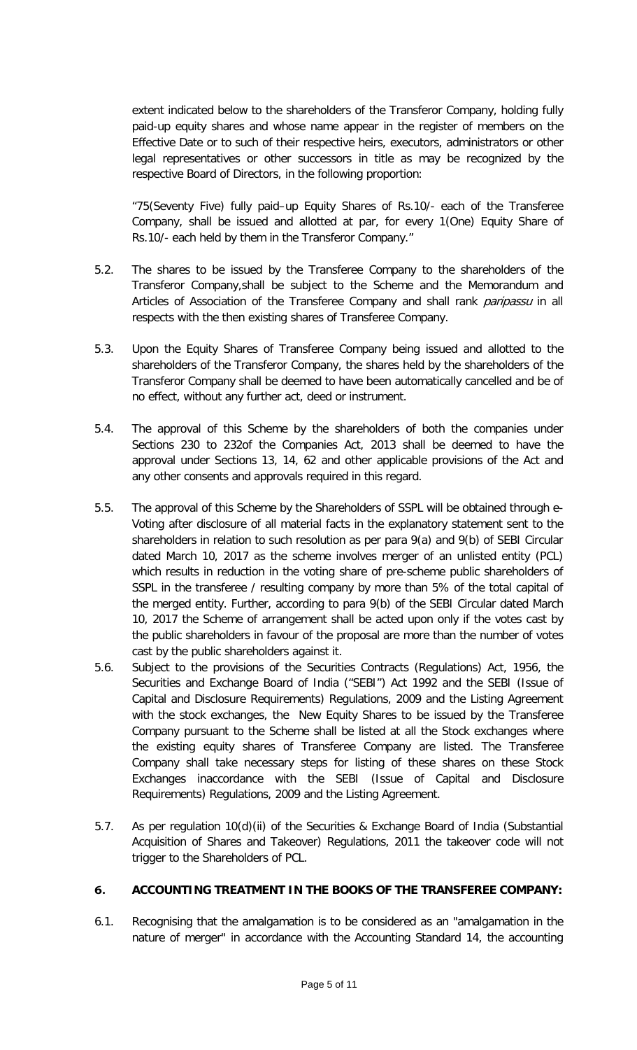extent indicated below to the shareholders of the Transferor Company, holding fully paid-up equity shares and whose name appear in the register of members on the Effective Date or to such of their respective heirs, executors, administrators or other legal representatives or other successors in title as may be recognized by the respective Board of Directors, in the following proportion:

"75(Seventy Five) fully paid–up Equity Shares of Rs.10/- each of the Transferee Company, shall be issued and allotted at par, for every 1(One) Equity Share of Rs.10/- each held by them in the Transferor Company."

5.2. The shares to be issued by the Transferee Company to the shareholders of the Transferor Company,shall be subject to the Scheme and the Memorandum and Articles of Association of the Transferee Company and shall rank *paripassu* in all respects with the then existing shares of Transferee Company.

5.3. Upon the Equity Shares of Transferee Company being issued and allotted to the shareholders of the Transferor Company, the shares held by the shareholders of the Transferor Company shall be deemed to have been automatically cancelled and be of no effect, without any further act, deed or instrument.

5.4. The approval of this Scheme by the shareholders of both the companies under Sections 230 to 232of the Companies Act, 2013 shall be deemed to have the approval under Sections 13, 14, 62 and other applicable provisions of the Act and any other consents and approvals required in this regard.

5.5. The approval of this Scheme by the Shareholders of SSPL will be obtained through e-Voting after disclosure of all material facts in the explanatory statement sent to the shareholders in relation to such resolution as per para 9(a) and 9(b) of SEBI Circular dated March 10, 2017 as the scheme involves merger of an unlisted entity (PCL) which results in reduction in the voting share of pre-scheme public shareholders of SSPL in the transferee / resulting company by more than 5% of the total capital of the merged entity. Further, according to para 9(b) of the SEBI Circular dated March 10, 2017 the Scheme of arrangement shall be acted upon only if the votes cast by the public shareholders in favour of the proposal are more than the number of votes cast by the public shareholders against it.

5.6. Subject to the provisions of the Securities Contracts (Regulations) Act, 1956, the Securities and Exchange Board of India ("SEBI") Act 1992 and the SEBI (Issue of Capital and Disclosure Requirements) Regulations, 2009 and the Listing Agreement with the stock exchanges, the New Equity Shares to be issued by the Transferee Company pursuant to the Scheme shall be listed at all the Stock exchanges where the existing equity shares of Transferee Company are listed. The Transferee Company shall take necessary steps for listing of these shares on these Stock Exchanges inaccordance with the SEBI (Issue of Capital and Disclosure Requirements) Regulations, 2009 and the Listing Agreement.

5.7. As per regulation 10(d)(ii) of the Securities & Exchange Board of India (Substantial Acquisition of Shares and Takeover) Regulations, 2011 the takeover code will not trigger to the Shareholders of PCL.

## 6. ACCOUNTING TREATMENT IN THE BOOKS OF THE TRANSFEREE COMPANY:

6.1. Recognising that the amalgamation is to be considered as an "amalgamation in the nature of merger" in accordance with the Accounting Standard 14, the accounting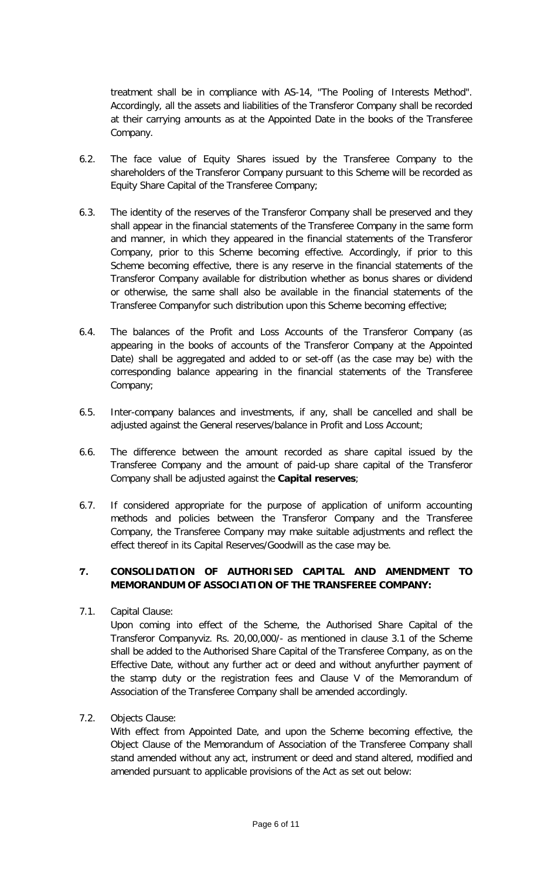treatment shall be in compliance with AS-14, "The Pooling of Interests Method". Accordingly, all the assets and liabilities of the Transferor Company shall be recorded at their carrying amounts as at the Appointed Date in the books of the Transferee Company.

6.2. The face value of Equity Shares issued by the Transferee Company to the shareholders of the Transferor Company pursuant to this Scheme will be recorded as Equity Share Capital of the Transferee Company;

6.3. The identity of the reserves of the Transferor Company shall be preserved and they shall appear in the financial statements of the Transferee Company in the same form and manner, in which they appeared in the financial statements of the Transferor Company, prior to this Scheme becoming effective. Accordingly, if prior to this Scheme becoming effective, there is any reserve in the financial statements of the Transferor Company available for distribution whether as bonus shares or dividend or otherwise, the same shall also be available in the financial statements of the Transferee Companyfor such distribution upon this Scheme becoming effective;

6.4. The balances of the Profit and Loss Accounts of the Transferor Company (as appearing in the books of accounts of the Transferor Company at the Appointed Date) shall be aggregated and added to or set-off (as the case may be) with the corresponding balance appearing in the financial statements of the Transferee Company;

6.5. Inter-company balances and investments, if any, shall be cancelled and shall be adjusted against the General reserves/balance in Profit and Loss Account;

6.6. The difference between the amount recorded as share capital issued by the Transferee Company and the amount of paid-up share capital of the Transferor Company shall be adjusted against the **Capital reserves**;

6.7. If considered appropriate for the purpose of application of uniform accounting methods and policies between the Transferor Company and the Transferee Company, the Transferee Company may make suitable adjustments and reflect the effect thereof in its Capital Reserves/Goodwill as the case may be.

## 7. CONSOLIDATION OF AUTHORISED CAPITAL AND AMENDMENT TO MEMORANDUM OF ASSOCIATION OF THE TRANSFEREE COMPANY:

7.1. Capital Clause:

Upon coming into effect of the Scheme, the Authorised Share Capital of the Transferor Companyviz. Rs. 20,00,000/- as mentioned in clause 3.1 of the Scheme shall be added to the Authorised Share Capital of the Transferee Company, as on the Effective Date, without any further act or deed and without anyfurther payment of the stamp duty or the registration fees and Clause V of the Memorandum of Association of the Transferee Company shall be amended accordingly.

7.2. Objects Clause:

With effect from Appointed Date, and upon the Scheme becoming effective, the Object Clause of the Memorandum of Association of the Transferee Company shall stand amended without any act, instrument or deed and stand altered, modified and amended pursuant to applicable provisions of the Act as set out below: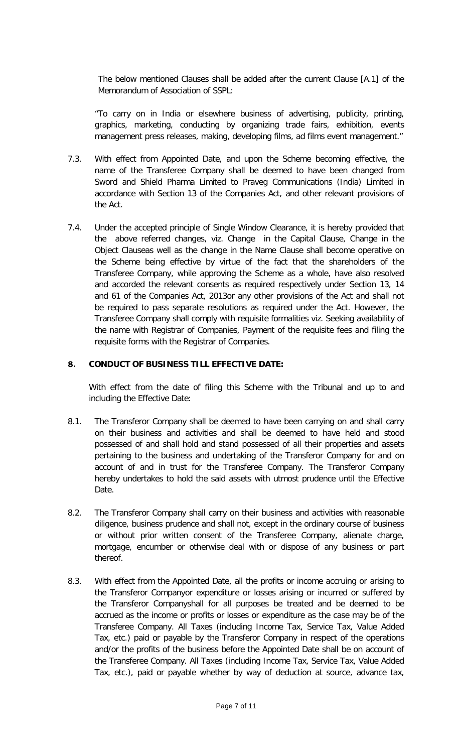The below mentioned Clauses shall be added after the current Clause [A.1] of the Memorandum of Association of SSPL:

"To carry on in India or elsewhere business of advertising, publicity, printing, graphics, marketing, conducting by organizing trade fairs, exhibition, events management press releases, making, developing films, ad films event management."

7.3. With effect from Appointed Date, and upon the Scheme becoming effective, the name of the Transferee Company shall be deemed to have been changed from Sword and Shield Pharma Limited to Praveg Communications (India) Limited in accordance with Section 13 of the Companies Act, and other relevant provisions of the Act.

7.4. Under the accepted principle of Single Window Clearance, it is hereby provided that the above referred changes, viz. Change in the Capital Clause, Change in the Object Clauseas well as the change in the Name Clause shall become operative on the Scheme being effective by virtue of the fact that the shareholders of the Transferee Company, while approving the Scheme as a whole, have also resolved and accorded the relevant consents as required respectively under Section 13, 14 and 61 of the Companies Act, 2013or any other provisions of the Act and shall not be required to pass separate resolutions as required under the Act. However, the Transferee Company shall comply with requisite formalities viz. Seeking availability of the name with Registrar of Companies, Payment of the requisite fees and filing the requisite forms with the Registrar of Companies.

## 8. CONDUCT OF BUSINESS TILL EFFECTIVE DATE:

With effect from the date of filing this Scheme with the Tribunal and up to and including the Effective Date:

8.1. The Transferor Company shall be deemed to have been carrying on and shall carry on their business and activities and shall be deemed to have held and stood possessed of and shall hold and stand possessed of all their properties and assets pertaining to the business and undertaking of the Transferor Company for and on account of and in trust for the Transferee Company. The Transferor Company hereby undertakes to hold the said assets with utmost prudence until the Effective Date.

8.2. The Transferor Company shall carry on their business and activities with reasonable diligence, business prudence and shall not, except in the ordinary course of business or without prior written consent of the Transferee Company, alienate charge, mortgage, encumber or otherwise deal with or dispose of any business or part thereof.

8.3. With effect from the Appointed Date, all the profits or income accruing or arising to the Transferor Companyor expenditure or losses arising or incurred or suffered by the Transferor Companyshall for all purposes be treated and be deemed to be accrued as the income or profits or losses or expenditure as the case may be of the Transferee Company. All Taxes (including Income Tax, Service Tax, Value Added Tax, etc.) paid or payable by the Transferor Company in respect of the operations and/or the profits of the business before the Appointed Date shall be on account of the Transferee Company. All Taxes (including Income Tax, Service Tax, Value Added Tax, etc.), paid or payable whether by way of deduction at source, advance tax,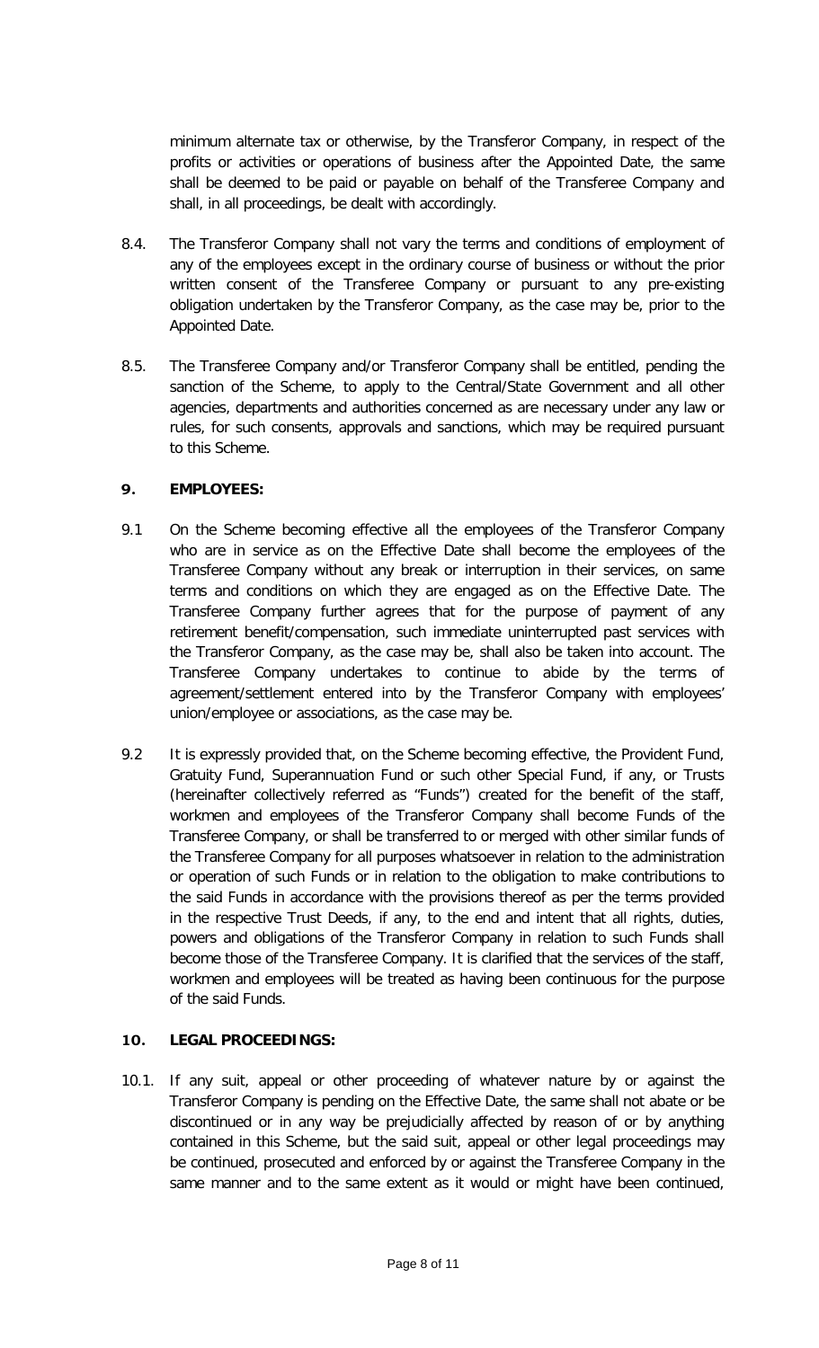minimum alternate tax or otherwise, by the Transferor Company, in respect of the profits or activities or operations of business after the Appointed Date, the same shall be deemed to be paid or payable on behalf of the Transferee Company and shall, in all proceedings, be dealt with accordingly.

8.4. The Transferor Company shall not vary the terms and conditions of employment of any of the employees except in the ordinary course of business or without the prior written consent of the Transferee Company or pursuant to any pre-existing obligation undertaken by the Transferor Company, as the case may be, prior to the Appointed Date.

8.5. The Transferee Company and/or Transferor Company shall be entitled, pending the sanction of the Scheme, to apply to the Central/State Government and all other agencies, departments and authorities concerned as are necessary under any law or rules, for such consents, approvals and sanctions, which may be required pursuant to this Scheme.

## 9. EMPLOYEES:

9.1 On the Scheme becoming effective all the employees of the Transferor Company who are in service as on the Effective Date shall become the employees of the Transferee Company without any break or interruption in their services, on same terms and conditions on which they are engaged as on the Effective Date. The Transferee Company further agrees that for the purpose of payment of any retirement benefit/compensation, such immediate uninterrupted past services with the Transferor Company, as the case may be, shall also be taken into account. The Transferee Company undertakes to continue to abide by the terms of agreement/settlement entered into by the Transferor Company with employees' union/employee or associations, as the case may be.

9.2 It is expressly provided that, on the Scheme becoming effective, the Provident Fund, Gratuity Fund, Superannuation Fund or such other Special Fund, if any, or Trusts (hereinafter collectively referred as "Funds") created for the benefit of the staff, workmen and employees of the Transferor Company shall become Funds of the Transferee Company, or shall be transferred to or merged with other similar funds of the Transferee Company for all purposes whatsoever in relation to the administration or operation of such Funds or in relation to the obligation to make contributions to the said Funds in accordance with the provisions thereof as per the terms provided in the respective Trust Deeds, if any, to the end and intent that all rights, duties, powers and obligations of the Transferor Company in relation to such Funds shall become those of the Transferee Company. It is clarified that the services of the staff, workmen and employees will be treated as having been continuous for the purpose of the said Funds.

## 10. LEGAL PROCEEDINGS:

10.1. If any suit, appeal or other proceeding of whatever nature by or against the Transferor Company is pending on the Effective Date, the same shall not abate or be discontinued or in any way be prejudicially affected by reason of or by anything contained in this Scheme, but the said suit, appeal or other legal proceedings may be continued, prosecuted and enforced by or against the Transferee Company in the same manner and to the same extent as it would or might have been continued,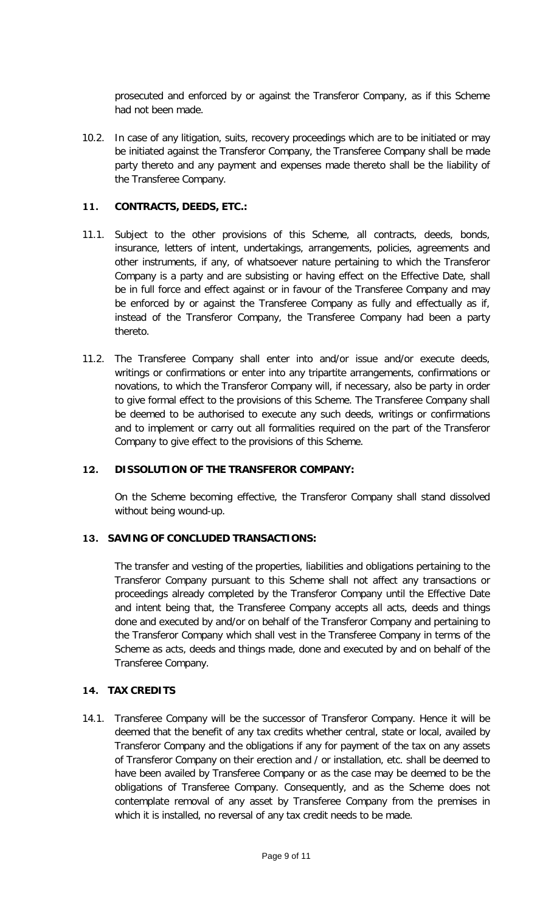prosecuted and enforced by or against the Transferor Company, as if this Scheme had not been made.

10.2. In case of any litigation, suits, recovery proceedings which are to be initiated or may be initiated against the Transferor Company, the Transferee Company shall be made party thereto and any payment and expenses made thereto shall be the liability of the Transferee Company.

## 11. CONTRACTS, DEEDS, ETC.:

11.1. Subject to the other provisions of this Scheme, all contracts, deeds, bonds, insurance, letters of intent, undertakings, arrangements, policies, agreements and other instruments, if any, of whatsoever nature pertaining to which the Transferor Company is a party and are subsisting or having effect on the Effective Date, shall be in full force and effect against or in favour of the Transferee Company and may be enforced by or against the Transferee Company as fully and effectually as if, instead of the Transferor Company, the Transferee Company had been a party thereto.

11.2. The Transferee Company shall enter into and/or issue and/or execute deeds, writings or confirmations or enter into any tripartite arrangements, confirmations or novations, to which the Transferor Company will, if necessary, also be party in order to give formal effect to the provisions of this Scheme. The Transferee Company shall be deemed to be authorised to execute any such deeds, writings or confirmations and to implement or carry out all formalities required on the part of the Transferor Company to give effect to the provisions of this Scheme.

## 12. DISSOLUTION OF THE TRANSFEROR COMPANY:

On the Scheme becoming effective, the Transferor Company shall stand dissolved without being wound-up.

## 13. SAVING OF CONCLUDED TRANSACTIONS:

The transfer and vesting of the properties, liabilities and obligations pertaining to the Transferor Company pursuant to this Scheme shall not affect any transactions or proceedings already completed by the Transferor Company until the Effective Date and intent being that, the Transferee Company accepts all acts, deeds and things done and executed by and/or on behalf of the Transferor Company and pertaining to the Transferor Company which shall vest in the Transferee Company in terms of the Scheme as acts, deeds and things made, done and executed by and on behalf of the Transferee Company.

## 14. TAX CREDITS

14.1. Transferee Company will be the successor of Transferor Company. Hence it will be deemed that the benefit of any tax credits whether central, state or local, availed by Transferor Company and the obligations if any for payment of the tax on any assets of Transferor Company on their erection and / or installation, etc. shall be deemed to have been availed by Transferee Company or as the case may be deemed to be the obligations of Transferee Company. Consequently, and as the Scheme does not contemplate removal of any asset by Transferee Company from the premises in which it is installed, no reversal of any tax credit needs to be made.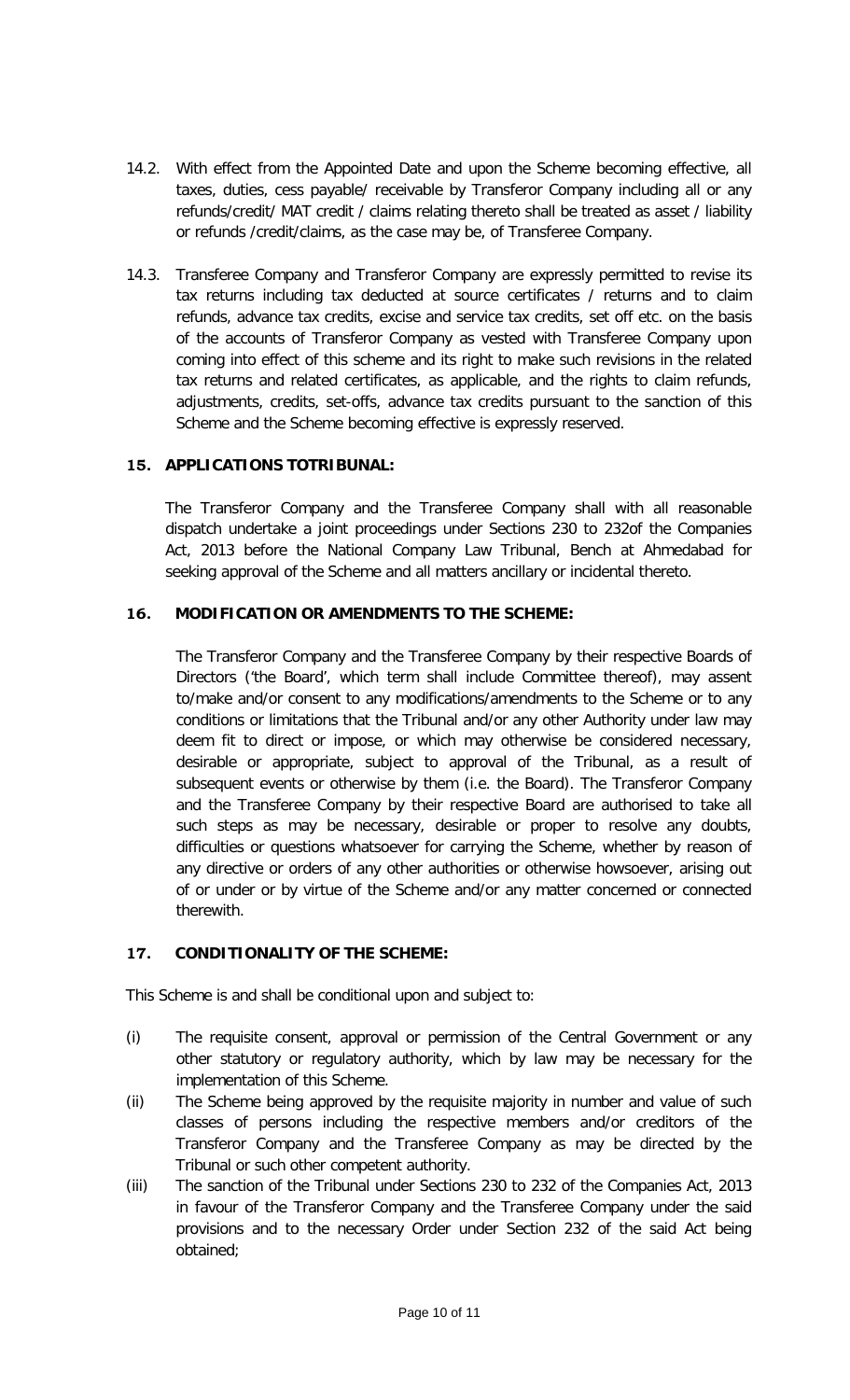14.2. With effect from the Appointed Date and upon the Scheme becoming effective, all taxes, duties, cess payable/ receivable by Transferor Company including all or any refunds/credit/ MAT credit / claims relating thereto shall be treated as asset / liability or refunds /credit/claims, as the case may be, of Transferee Company.

14.3. Transferee Company and Transferor Company are expressly permitted to revise its tax returns including tax deducted at source certificates / returns and to claim refunds, advance tax credits, excise and service tax credits, set off etc. on the basis of the accounts of Transferor Company as vested with Transferee Company upon coming into effect of this scheme and its right to make such revisions in the related tax returns and related certificates, as applicable, and the rights to claim refunds, adjustments, credits, set-offs, advance tax credits pursuant to the sanction of this Scheme and the Scheme becoming effective is expressly reserved.

### 15. APPLICATIONS TOTRIBUNAL:

The Transferor Company and the Transferee Company shall with all reasonable dispatch undertake a joint proceedings under Sections 230 to 232of the Companies Act, 2013 before the National Company Law Tribunal, Bench at Ahmedabad for seeking approval of the Scheme and all matters ancillary or incidental thereto.

### 16. MODIFICATION OR AMENDMENTS TO THE SCHEME:

The Transferor Company and the Transferee Company by their respective Boards of Directors ('the Board', which term shall include Committee thereof), may assent to/make and/or consent to any modifications/amendments to the Scheme or to any conditions or limitations that the Tribunal and/or any other Authority under law may deem fit to direct or impose, or which may otherwise be considered necessary, desirable or appropriate, subject to approval of the Tribunal, as a result of subsequent events or otherwise by them (i.e. the Board). The Transferor Company and the Transferee Company by their respective Board are authorised to take all such steps as may be necessary, desirable or proper to resolve any doubts, difficulties or questions whatsoever for carrying the Scheme, whether by reason of any directive or orders of any other authorities or otherwise howsoever, arising out of or under or by virtue of the Scheme and/or any matter concerned or connected therewith.

### 17. CONDITIONALITY OF THE SCHEME:

This Scheme is and shall be conditional upon and subject to:

(i) The requisite consent, approval or permission of the Central Government or any other statutory or regulatory authority, which by law may be necessary for the implementation of this Scheme.

(ii) The Scheme being approved by the requisite majority in number and value of such classes of persons including the respective members and/or creditors of the Transferor Company and the Transferee Company as may be directed by the Tribunal or such other competent authority.

(iii) The sanction of the Tribunal under Sections 230 to 232 of the Companies Act, 2013 in favour of the Transferor Company and the Transferee Company under the said provisions and to the necessary Order under Section 232 of the said Act being obtained;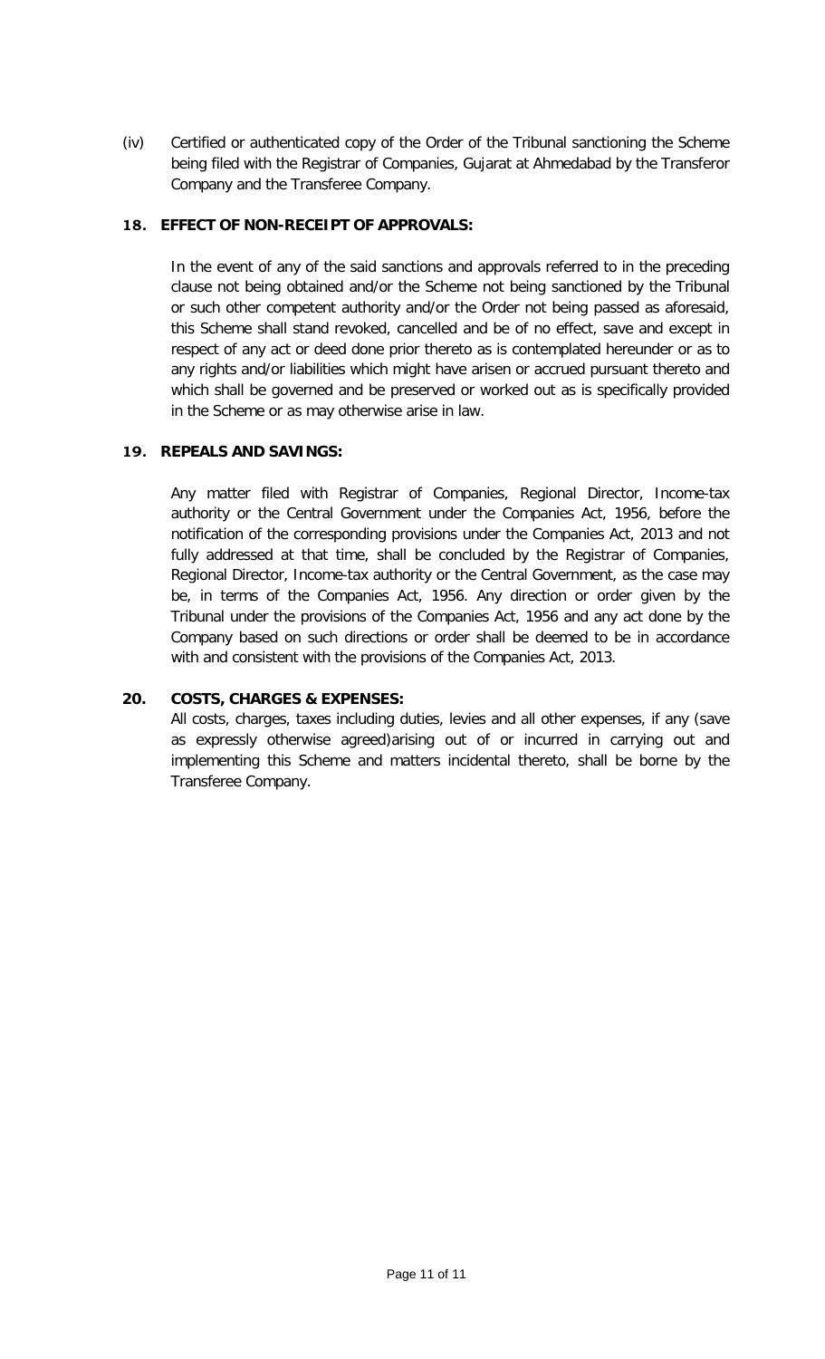(iv) Certified or authenticated copy of the Order of the Tribunal sanctioning the Scheme being filed with the Registrar of Companies, Gujarat at Ahmedabad by the Transferor Company and the Transferee Company.

## 18. EFFECT OF NON-RECEIPT OF APPROVALS:

In the event of any of the said sanctions and approvals referred to in the preceding clause not being obtained and/or the Scheme not being sanctioned by the Tribunal or such other competent authority and/or the Order not being passed as aforesaid, this Scheme shall stand revoked, cancelled and be of no effect, save and except in respect of any act or deed done prior thereto as is contemplated hereunder or as to any rights and/or liabilities which might have arisen or accrued pursuant thereto and which shall be governed and be preserved or worked out as is specifically provided in the Scheme or as may otherwise arise in law.

## 19. REPEALS AND SAVINGS:

Any matter filed with Registrar of Companies, Regional Director, Income-tax authority or the Central Government under the Companies Act, 1956, before the notification of the corresponding provisions under the Companies Act, 2013 and not fully addressed at that time, shall be concluded by the Registrar of Companies, Regional Director, Income-tax authority or the Central Government, as the case may be, in terms of the Companies Act, 1956. Any direction or order given by the Tribunal under the provisions of the Companies Act, 1956 and any act done by the Company based on such directions or order shall be deemed to be in accordance with and consistent with the provisions of the Companies Act, 2013.

## 20. COSTS, CHARGES & EXPENSES:

All costs, charges, taxes including duties, levies and all other expenses, if any (save as expressly otherwise agreed)arising out of or incurred in carrying out and implementing this Scheme and matters incidental thereto, shall be borne by the Transferee Company.